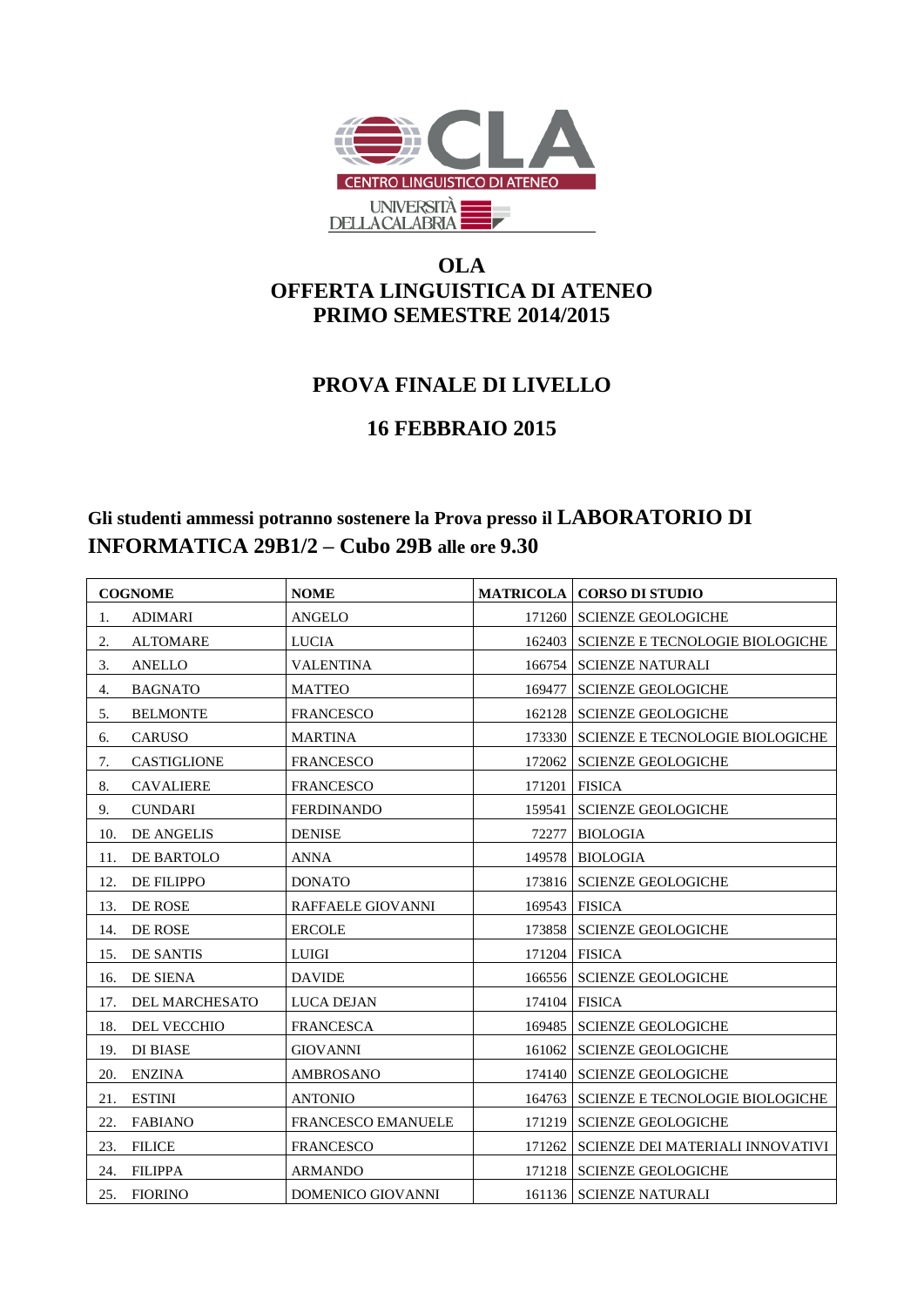# OLA
# OFFERTA LINGUISTICA DI ATENEO
# PRIMO SEMESTRE 2014/2015

## PROVA FINALE DI LIVELLO

## 16 FEBBRAIO 2015

**Gli studenti ammessi potranno sostenere la Prova presso il LABORATORIO DI INFORMATICA 29B1/2 – Cubo 29B alle ore 9.30**

| COGNOME | NOME | MATRICOLA | CORSO DI STUDIO |
|---|---|---|---|
| 1. ADIMARI | ANGELO | 171260 | SCIENZE GEOLOGICHE |
| 2. ALTOMARE | LUCIA | 162403 | SCIENZE E TECNOLOGIE BIOLOGICHE |
| 3. ANELLO | VALENTINA | 166754 | SCIENZE NATURALI |
| 4. BAGNATO | MATTEO | 169477 | SCIENZE GEOLOGICHE |
| 5. BELMONTE | FRANCESCO | 162128 | SCIENZE GEOLOGICHE |
| 6. CARUSO | MARTINA | 173330 | SCIENZE E TECNOLOGIE BIOLOGICHE |
| 7. CASTIGLIONE | FRANCESCO | 172062 | SCIENZE GEOLOGICHE |
| 8. CAVALIERE | FRANCESCO | 171201 | FISICA |
| 9. CUNDARI | FERDINANDO | 159541 | SCIENZE GEOLOGICHE |
| 10. DE ANGELIS | DENISE | 72277 | BIOLOGIA |
| 11. DE BARTOLO | ANNA | 149578 | BIOLOGIA |
| 12. DE FILIPPO | DONATO | 173816 | SCIENZE GEOLOGICHE |
| 13. DE ROSE | RAFFAELE GIOVANNI | 169543 | FISICA |
| 14. DE ROSE | ERCOLE | 173858 | SCIENZE GEOLOGICHE |
| 15. DE SANTIS | LUIGI | 171204 | FISICA |
| 16. DE SIENA | DAVIDE | 166556 | SCIENZE GEOLOGICHE |
| 17. DEL MARCHESATO | LUCA DEJAN | 174104 | FISICA |
| 18. DEL VECCHIO | FRANCESCA | 169485 | SCIENZE GEOLOGICHE |
| 19. DI BIASE | GIOVANNI | 161062 | SCIENZE GEOLOGICHE |
| 20. ENZINA | AMBROSANO | 174140 | SCIENZE GEOLOGICHE |
| 21. ESTINI | ANTONIO | 164763 | SCIENZE E TECNOLOGIE BIOLOGICHE |
| 22. FABIANO | FRANCESCO EMANUELE | 171219 | SCIENZE GEOLOGICHE |
| 23. FILICE | FRANCESCO | 171262 | SCIENZE DEI MATERIALI INNOVATIVI |
| 24. FILIPPA | ARMANDO | 171218 | SCIENZE GEOLOGICHE |
| 25. FIORINO | DOMENICO GIOVANNI | 161136 | SCIENZE NATURALI |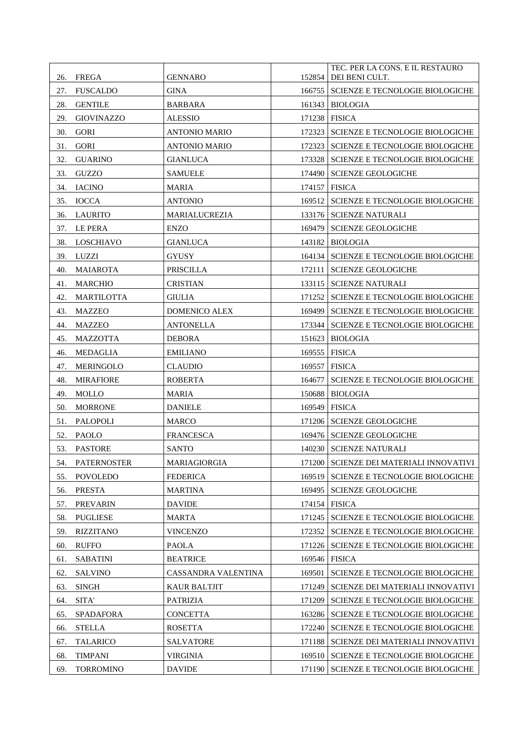| | | | |
|---|---|---|---|
| 26. FREGA | GENNARO | 152854 | TEC. PER LA CONS. E IL RESTAURO DEI BENI CULT. |
| 27. FUSCALDO | GINA | 166755 | SCIENZE E TECNOLOGIE BIOLOGICHE |
| 28. GENTILE | BARBARA | 161343 | BIOLOGIA |
| 29. GIOVINAZZO | ALESSIO | 171238 | FISICA |
| 30. GORI | ANTONIO MARIO | 172323 | SCIENZE E TECNOLOGIE BIOLOGICHE |
| 31. GORI | ANTONIO MARIO | 172323 | SCIENZE E TECNOLOGIE BIOLOGICHE |
| 32. GUARINO | GIANLUCA | 173328 | SCIENZE E TECNOLOGIE BIOLOGICHE |
| 33. GUZZO | SAMUELE | 174490 | SCIENZE GEOLOGICHE |
| 34. IACINO | MARIA | 174157 | FISICA |
| 35. IOCCA | ANTONIO | 169512 | SCIENZE E TECNOLOGIE BIOLOGICHE |
| 36. LAURITO | MARIALUCREZIA | 133176 | SCIENZE NATURALI |
| 37. LE PERA | ENZO | 169479 | SCIENZE GEOLOGICHE |
| 38. LOSCHIAVO | GIANLUCA | 143182 | BIOLOGIA |
| 39. LUZZI | GYUSY | 164134 | SCIENZE E TECNOLOGIE BIOLOGICHE |
| 40. MAIAROTA | PRISCILLA | 172111 | SCIENZE GEOLOGICHE |
| 41. MARCHIO | CRISTIAN | 133115 | SCIENZE NATURALI |
| 42. MARTILOTTA | GIULIA | 171252 | SCIENZE E TECNOLOGIE BIOLOGICHE |
| 43. MAZZEO | DOMENICO ALEX | 169499 | SCIENZE E TECNOLOGIE BIOLOGICHE |
| 44. MAZZEO | ANTONELLA | 173344 | SCIENZE E TECNOLOGIE BIOLOGICHE |
| 45. MAZZOTTA | DEBORA | 151623 | BIOLOGIA |
| 46. MEDAGLIA | EMILIANO | 169555 | FISICA |
| 47. MERINGOLO | CLAUDIO | 169557 | FISICA |
| 48. MIRAFIORE | ROBERTA | 164677 | SCIENZE E TECNOLOGIE BIOLOGICHE |
| 49. MOLLO | MARIA | 150688 | BIOLOGIA |
| 50. MORRONE | DANIELE | 169549 | FISICA |
| 51. PALOPOLI | MARCO | 171206 | SCIENZE GEOLOGICHE |
| 52. PAOLO | FRANCESCA | 169476 | SCIENZE GEOLOGICHE |
| 53. PASTORE | SANTO | 140230 | SCIENZE NATURALI |
| 54. PATERNOSTER | MARIAGIORGIA | 171200 | SCIENZE DEI MATERIALI INNOVATIVI |
| 55. POVOLEDO | FEDERICA | 169519 | SCIENZE E TECNOLOGIE BIOLOGICHE |
| 56. PRESTA | MARTINA | 169495 | SCIENZE GEOLOGICHE |
| 57. PREVARIN | DAVIDE | 174154 | FISICA |
| 58. PUGLIESE | MARTA | 171245 | SCIENZE E TECNOLOGIE BIOLOGICHE |
| 59. RIZZITANO | VINCENZO | 172352 | SCIENZE E TECNOLOGIE BIOLOGICHE |
| 60. RUFFO | PAOLA | 171226 | SCIENZE E TECNOLOGIE BIOLOGICHE |
| 61. SABATINI | BEATRICE | 169546 | FISICA |
| 62. SALVINO | CASSANDRA VALENTINA | 169501 | SCIENZE E TECNOLOGIE BIOLOGICHE |
| 63. SINGH | KAUR BALTJIT | 171249 | SCIENZE DEI MATERIALI INNOVATIVI |
| 64. SITA' | PATRIZIA | 171209 | SCIENZE E TECNOLOGIE BIOLOGICHE |
| 65. SPADAFORA | CONCETTA | 163286 | SCIENZE E TECNOLOGIE BIOLOGICHE |
| 66. STELLA | ROSETTA | 172240 | SCIENZE E TECNOLOGIE BIOLOGICHE |
| 67. TALARICO | SALVATORE | 171188 | SCIENZE DEI MATERIALI INNOVATIVI |
| 68. TIMPANI | VIRGINIA | 169510 | SCIENZE E TECNOLOGIE BIOLOGICHE |
| 69. TORROMINO | DAVIDE | 171190 | SCIENZE E TECNOLOGIE BIOLOGICHE |